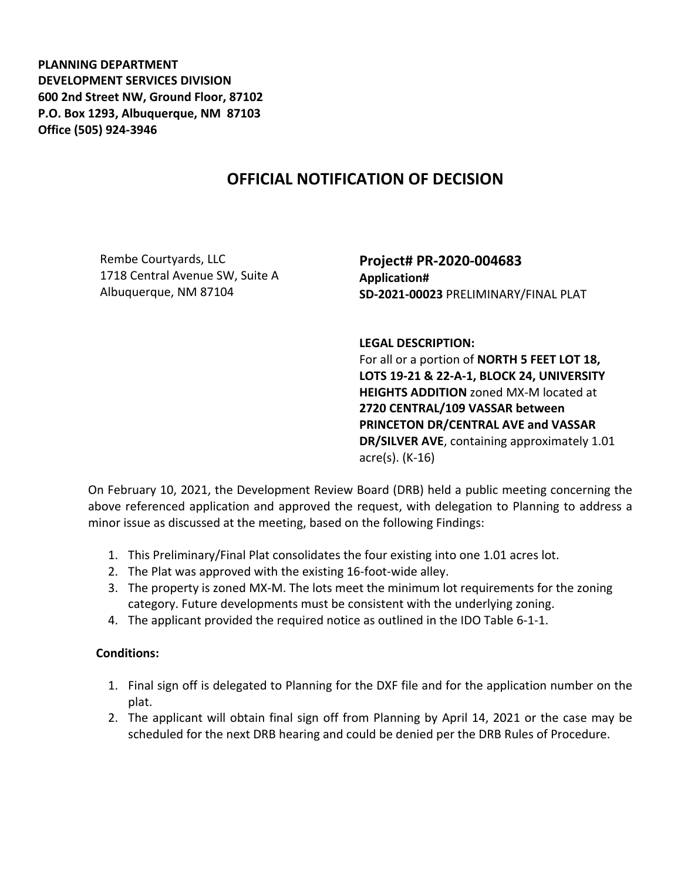**PLANNING DEPARTMENT**
**DEVELOPMENT SERVICES DIVISION**
**600 2nd Street NW, Ground Floor, 87102**
**P.O. Box 1293, Albuquerque, NM 87103**
**Office (505) 924-3946**

# OFFICIAL NOTIFICATION OF DECISION

Rembe Courtyards, LLC
1718 Central Avenue SW, Suite A
Albuquerque, NM 87104

**Project# PR-2020-004683**
**Application#**
**SD-2021-00023** PRELIMINARY/FINAL PLAT

**LEGAL DESCRIPTION:**
For all or a portion of **NORTH 5 FEET LOT 18, LOTS 19-21 & 22-A-1, BLOCK 24, UNIVERSITY HEIGHTS ADDITION** zoned MX-M located at **2720 CENTRAL/109 VASSAR between PRINCETON DR/CENTRAL AVE and VASSAR DR/SILVER AVE**, containing approximately 1.01 acre(s). (K-16)

On February 10, 2021, the Development Review Board (DRB) held a public meeting concerning the above referenced application and approved the request, with delegation to Planning to address a minor issue as discussed at the meeting, based on the following Findings:

1. This Preliminary/Final Plat consolidates the four existing into one 1.01 acres lot.
2. The Plat was approved with the existing 16-foot-wide alley.
3. The property is zoned MX-M. The lots meet the minimum lot requirements for the zoning category. Future developments must be consistent with the underlying zoning.
4. The applicant provided the required notice as outlined in the IDO Table 6-1-1.

**Conditions:**

1. Final sign off is delegated to Planning for the DXF file and for the application number on the plat.
2. The applicant will obtain final sign off from Planning by April 14, 2021 or the case may be scheduled for the next DRB hearing and could be denied per the DRB Rules of Procedure.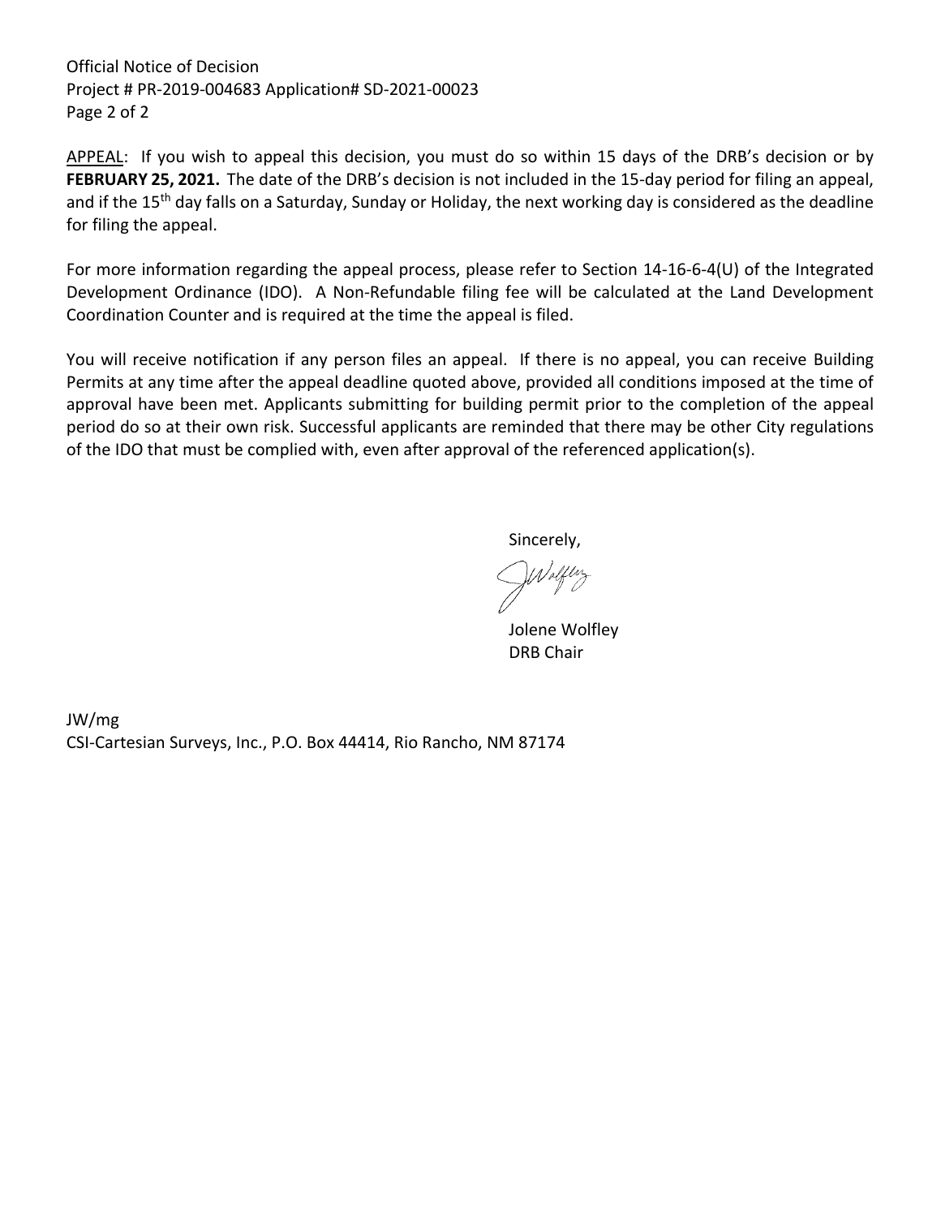Official Notice of Decision
Project # PR-2019-004683 Application# SD-2021-00023

APPEAL: If you wish to appeal this decision, you must do so within 15 days of the DRB's decision or by **FEBRUARY 25, 2021.** The date of the DRB's decision is not included in the 15-day period for filing an appeal, and if the 15th day falls on a Saturday, Sunday or Holiday, the next working day is considered as the deadline for filing the appeal.

For more information regarding the appeal process, please refer to Section 14-16-6-4(U) of the Integrated Development Ordinance (IDO). A Non-Refundable filing fee will be calculated at the Land Development Coordination Counter and is required at the time the appeal is filed.

You will receive notification if any person files an appeal. If there is no appeal, you can receive Building Permits at any time after the appeal deadline quoted above, provided all conditions imposed at the time of approval have been met. Applicants submitting for building permit prior to the completion of the appeal period do so at their own risk. Successful applicants are reminded that there may be other City regulations of the IDO that must be complied with, even after approval of the referenced application(s).

Sincerely,

Jolene Wolfley
DRB Chair

JW/mg
CSI-Cartesian Surveys, Inc., P.O. Box 44414, Rio Rancho, NM 87174